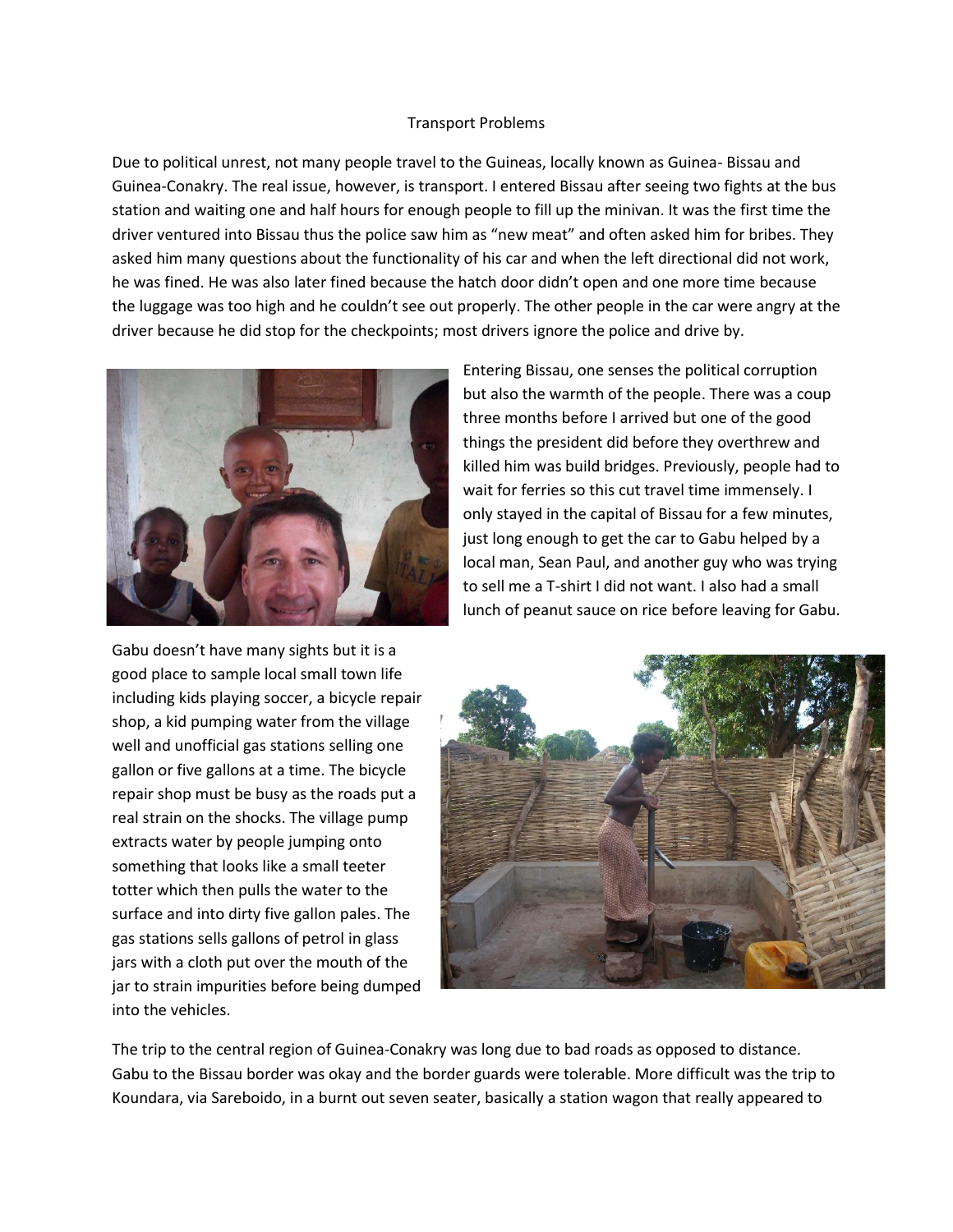# Transport Problems

Due to political unrest, not many people travel to the Guineas, locally known as Guinea- Bissau and Guinea-Conakry. The real issue, however, is transport. I entered Bissau after seeing two fights at the bus station and waiting one and half hours for enough people to fill up the minivan. It was the first time the driver ventured into Bissau thus the police saw him as "new meat" and often asked him for bribes. They asked him many questions about the functionality of his car and when the left directional did not work, he was fined. He was also later fined because the hatch door didn't open and one more time because the luggage was too high and he couldn't see out properly. The other people in the car were angry at the driver because he did stop for the checkpoints; most drivers ignore the police and drive by.

Entering Bissau, one senses the political corruption but also the warmth of the people. There was a coup three months before I arrived but one of the good things the president did before they overthrew and killed him was build bridges. Previously, people had to wait for ferries so this cut travel time immensely. I only stayed in the capital of Bissau for a few minutes, just long enough to get the car to Gabu helped by a local man, Sean Paul, and another guy who was trying to sell me a T-shirt I did not want. I also had a small lunch of peanut sauce on rice before leaving for Gabu.

Gabu doesn't have many sights but it is a good place to sample local small town life including kids playing soccer, a bicycle repair shop, a kid pumping water from the village well and unofficial gas stations selling one gallon or five gallons at a time. The bicycle repair shop must be busy as the roads put a real strain on the shocks. The village pump extracts water by people jumping onto something that looks like a small teeter totter which then pulls the water to the surface and into dirty five gallon pales. The gas stations sells gallons of petrol in glass jars with a cloth put over the mouth of the jar to strain impurities before being dumped into the vehicles.

The trip to the central region of Guinea-Conakry was long due to bad roads as opposed to distance. Gabu to the Bissau border was okay and the border guards were tolerable. More difficult was the trip to Koundara, via Sareboido, in a burnt out seven seater, basically a station wagon that really appeared to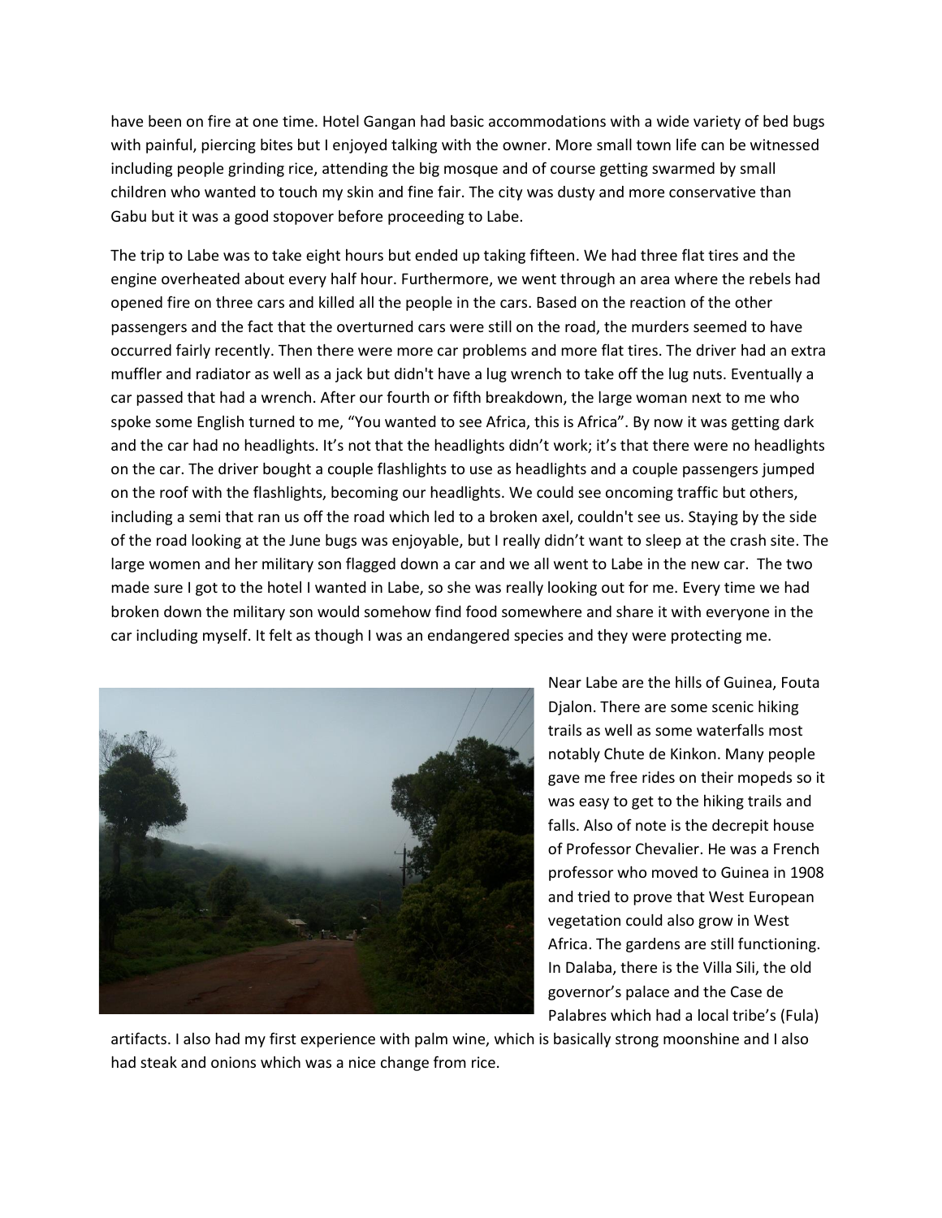have been on fire at one time. Hotel Gangan had basic accommodations with a wide variety of bed bugs with painful, piercing bites but I enjoyed talking with the owner. More small town life can be witnessed including people grinding rice, attending the big mosque and of course getting swarmed by small children who wanted to touch my skin and fine fair. The city was dusty and more conservative than Gabu but it was a good stopover before proceeding to Labe.

The trip to Labe was to take eight hours but ended up taking fifteen. We had three flat tires and the engine overheated about every half hour. Furthermore, we went through an area where the rebels had opened fire on three cars and killed all the people in the cars. Based on the reaction of the other passengers and the fact that the overturned cars were still on the road, the murders seemed to have occurred fairly recently. Then there were more car problems and more flat tires. The driver had an extra muffler and radiator as well as a jack but didn't have a lug wrench to take off the lug nuts. Eventually a car passed that had a wrench. After our fourth or fifth breakdown, the large woman next to me who spoke some English turned to me, "You wanted to see Africa, this is Africa". By now it was getting dark and the car had no headlights. It's not that the headlights didn't work; it's that there were no headlights on the car. The driver bought a couple flashlights to use as headlights and a couple passengers jumped on the roof with the flashlights, becoming our headlights. We could see oncoming traffic but others, including a semi that ran us off the road which led to a broken axel, couldn't see us. Staying by the side of the road looking at the June bugs was enjoyable, but I really didn't want to sleep at the crash site. The large women and her military son flagged down a car and we all went to Labe in the new car. The two made sure I got to the hotel I wanted in Labe, so she was really looking out for me. Every time we had broken down the military son would somehow find food somewhere and share it with everyone in the car including myself. It felt as though I was an endangered species and they were protecting me.

Near Labe are the hills of Guinea, Fouta Djalon. There are some scenic hiking trails as well as some waterfalls most notably Chute de Kinkon. Many people gave me free rides on their mopeds so it was easy to get to the hiking trails and falls. Also of note is the decrepit house of Professor Chevalier. He was a French professor who moved to Guinea in 1908 and tried to prove that West European vegetation could also grow in West Africa. The gardens are still functioning. In Dalaba, there is the Villa Sili, the old governor's palace and the Case de Palabres which had a local tribe's (Fula) artifacts. I also had my first experience with palm wine, which is basically strong moonshine and I also had steak and onions which was a nice change from rice.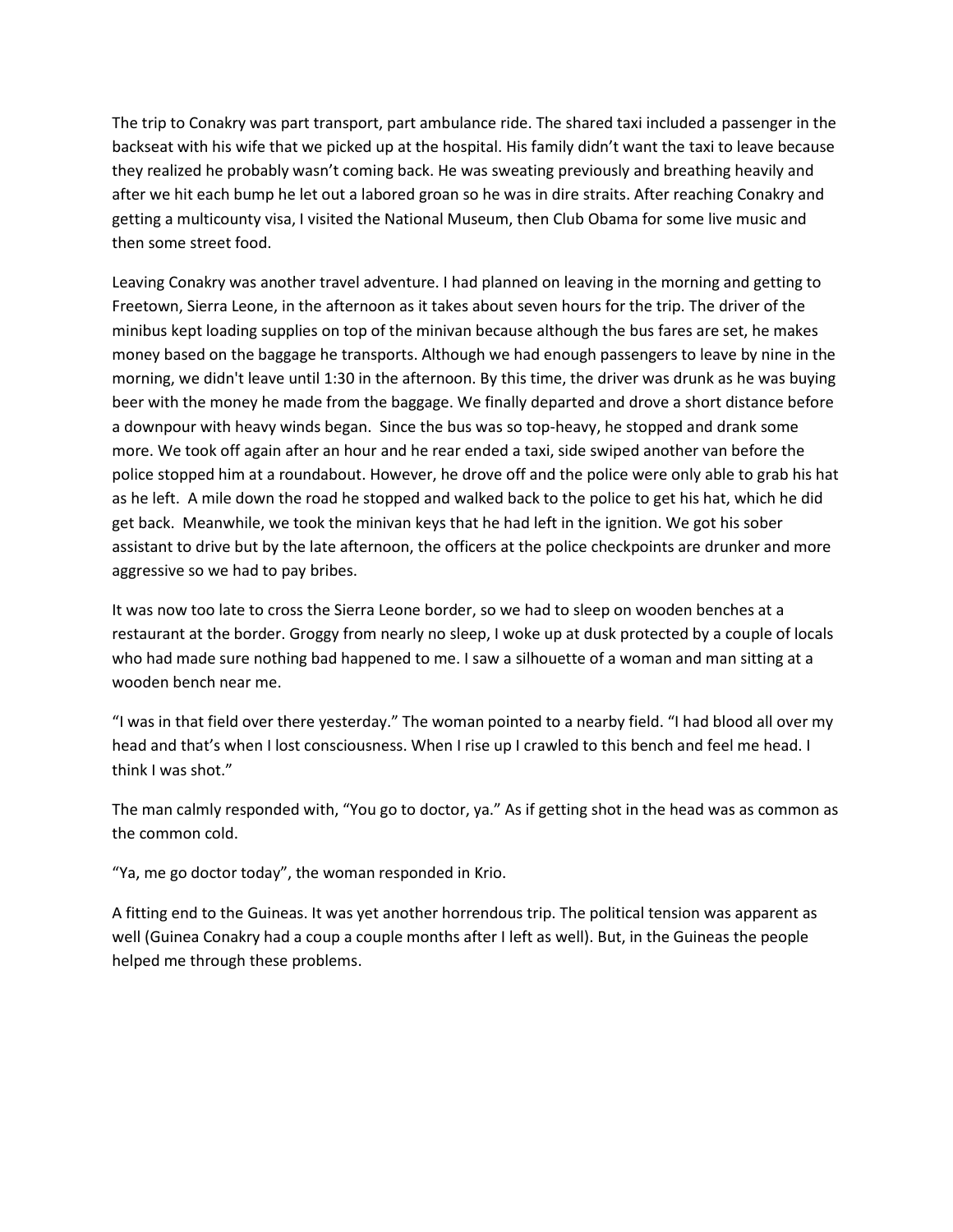The trip to Conakry was part transport, part ambulance ride. The shared taxi included a passenger in the backseat with his wife that we picked up at the hospital. His family didn't want the taxi to leave because they realized he probably wasn't coming back. He was sweating previously and breathing heavily and after we hit each bump he let out a labored groan so he was in dire straits. After reaching Conakry and getting a multicounty visa, I visited the National Museum, then Club Obama for some live music and then some street food.

Leaving Conakry was another travel adventure. I had planned on leaving in the morning and getting to Freetown, Sierra Leone, in the afternoon as it takes about seven hours for the trip. The driver of the minibus kept loading supplies on top of the minivan because although the bus fares are set, he makes money based on the baggage he transports. Although we had enough passengers to leave by nine in the morning, we didn't leave until 1:30 in the afternoon. By this time, the driver was drunk as he was buying beer with the money he made from the baggage. We finally departed and drove a short distance before a downpour with heavy winds began. Since the bus was so top-heavy, he stopped and drank some more. We took off again after an hour and he rear ended a taxi, side swiped another van before the police stopped him at a roundabout. However, he drove off and the police were only able to grab his hat as he left. A mile down the road he stopped and walked back to the police to get his hat, which he did get back. Meanwhile, we took the minivan keys that he had left in the ignition. We got his sober assistant to drive but by the late afternoon, the officers at the police checkpoints are drunker and more aggressive so we had to pay bribes.

It was now too late to cross the Sierra Leone border, so we had to sleep on wooden benches at a restaurant at the border. Groggy from nearly no sleep, I woke up at dusk protected by a couple of locals who had made sure nothing bad happened to me. I saw a silhouette of a woman and man sitting at a wooden bench near me.

"I was in that field over there yesterday." The woman pointed to a nearby field. "I had blood all over my head and that's when I lost consciousness. When I rise up I crawled to this bench and feel me head. I think I was shot."

The man calmly responded with, "You go to doctor, ya." As if getting shot in the head was as common as the common cold.

"Ya, me go doctor today", the woman responded in Krio.

A fitting end to the Guineas. It was yet another horrendous trip. The political tension was apparent as well (Guinea Conakry had a coup a couple months after I left as well). But, in the Guineas the people helped me through these problems.